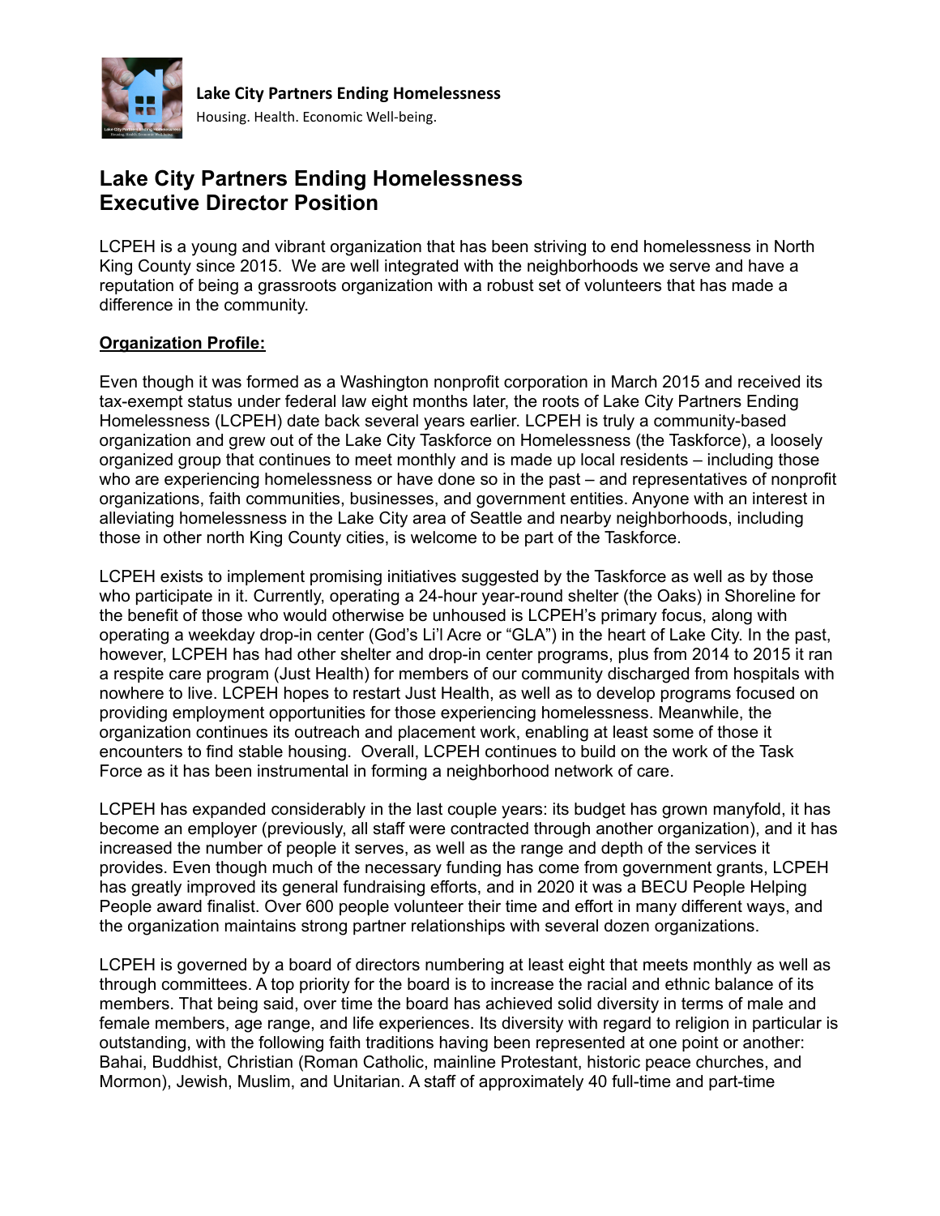**Lake City Partners Ending Homelessness**
Housing. Health. Economic Well-being.

# Lake City Partners Ending Homelessness
# Executive Director Position

LCPEH is a young and vibrant organization that has been striving to end homelessness in North King County since 2015. We are well integrated with the neighborhoods we serve and have a reputation of being a grassroots organization with a robust set of volunteers that has made a difference in the community.

**Organization Profile:**

Even though it was formed as a Washington nonprofit corporation in March 2015 and received its tax-exempt status under federal law eight months later, the roots of Lake City Partners Ending Homelessness (LCPEH) date back several years earlier. LCPEH is truly a community-based organization and grew out of the Lake City Taskforce on Homelessness (the Taskforce), a loosely organized group that continues to meet monthly and is made up local residents – including those who are experiencing homelessness or have done so in the past – and representatives of nonprofit organizations, faith communities, businesses, and government entities. Anyone with an interest in alleviating homelessness in the Lake City area of Seattle and nearby neighborhoods, including those in other north King County cities, is welcome to be part of the Taskforce.

LCPEH exists to implement promising initiatives suggested by the Taskforce as well as by those who participate in it. Currently, operating a 24-hour year-round shelter (the Oaks) in Shoreline for the benefit of those who would otherwise be unhoused is LCPEH's primary focus, along with operating a weekday drop-in center (God's Li'l Acre or "GLA") in the heart of Lake City. In the past, however, LCPEH has had other shelter and drop-in center programs, plus from 2014 to 2015 it ran a respite care program (Just Health) for members of our community discharged from hospitals with nowhere to live. LCPEH hopes to restart Just Health, as well as to develop programs focused on providing employment opportunities for those experiencing homelessness. Meanwhile, the organization continues its outreach and placement work, enabling at least some of those it encounters to find stable housing. Overall, LCPEH continues to build on the work of the Task Force as it has been instrumental in forming a neighborhood network of care.

LCPEH has expanded considerably in the last couple years: its budget has grown manyfold, it has become an employer (previously, all staff were contracted through another organization), and it has increased the number of people it serves, as well as the range and depth of the services it provides. Even though much of the necessary funding has come from government grants, LCPEH has greatly improved its general fundraising efforts, and in 2020 it was a BECU People Helping People award finalist. Over 600 people volunteer their time and effort in many different ways, and the organization maintains strong partner relationships with several dozen organizations.

LCPEH is governed by a board of directors numbering at least eight that meets monthly as well as through committees. A top priority for the board is to increase the racial and ethnic balance of its members. That being said, over time the board has achieved solid diversity in terms of male and female members, age range, and life experiences. Its diversity with regard to religion in particular is outstanding, with the following faith traditions having been represented at one point or another: Bahai, Buddhist, Christian (Roman Catholic, mainline Protestant, historic peace churches, and Mormon), Jewish, Muslim, and Unitarian. A staff of approximately 40 full-time and part-time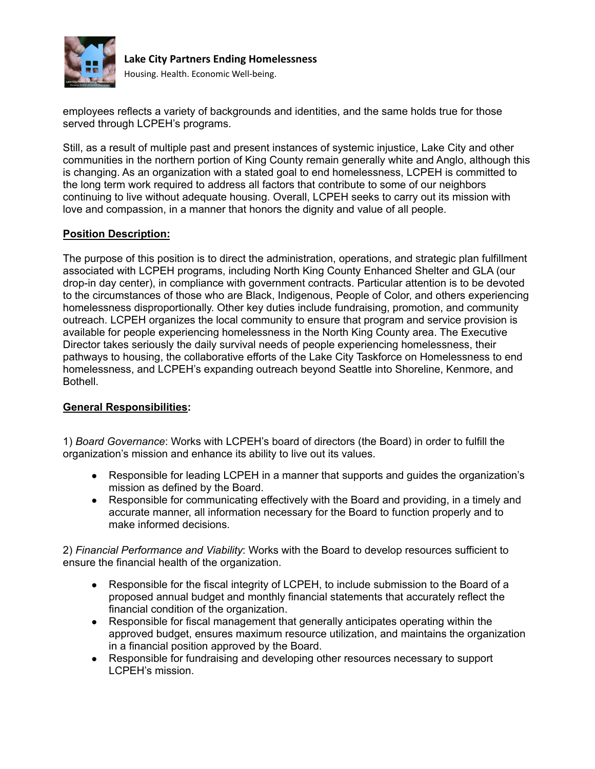employees reflects a variety of backgrounds and identities, and the same holds true for those served through LCPEH's programs.

Still, as a result of multiple past and present instances of systemic injustice, Lake City and other communities in the northern portion of King County remain generally white and Anglo, although this is changing. As an organization with a stated goal to end homelessness, LCPEH is committed to the long term work required to address all factors that contribute to some of our neighbors continuing to live without adequate housing. Overall, LCPEH seeks to carry out its mission with love and compassion, in a manner that honors the dignity and value of all people.

## Position Description:

The purpose of this position is to direct the administration, operations, and strategic plan fulfillment associated with LCPEH programs, including North King County Enhanced Shelter and GLA (our drop-in day center), in compliance with government contracts. Particular attention is to be devoted to the circumstances of those who are Black, Indigenous, People of Color, and others experiencing homelessness disproportionally. Other key duties include fundraising, promotion, and community outreach. LCPEH organizes the local community to ensure that program and service provision is available for people experiencing homelessness in the North King County area. The Executive Director takes seriously the daily survival needs of people experiencing homelessness, their pathways to housing, the collaborative efforts of the Lake City Taskforce on Homelessness to end homelessness, and LCPEH's expanding outreach beyond Seattle into Shoreline, Kenmore, and Bothell.

## General Responsibilities:

1) *Board Governance*: Works with LCPEH's board of directors (the Board) in order to fulfill the organization's mission and enhance its ability to live out its values.

- Responsible for leading LCPEH in a manner that supports and guides the organization's mission as defined by the Board.
- Responsible for communicating effectively with the Board and providing, in a timely and accurate manner, all information necessary for the Board to function properly and to make informed decisions.

2) *Financial Performance and Viability*: Works with the Board to develop resources sufficient to ensure the financial health of the organization.

- Responsible for the fiscal integrity of LCPEH, to include submission to the Board of a proposed annual budget and monthly financial statements that accurately reflect the financial condition of the organization.
- Responsible for fiscal management that generally anticipates operating within the approved budget, ensures maximum resource utilization, and maintains the organization in a financial position approved by the Board.
- Responsible for fundraising and developing other resources necessary to support LCPEH's mission.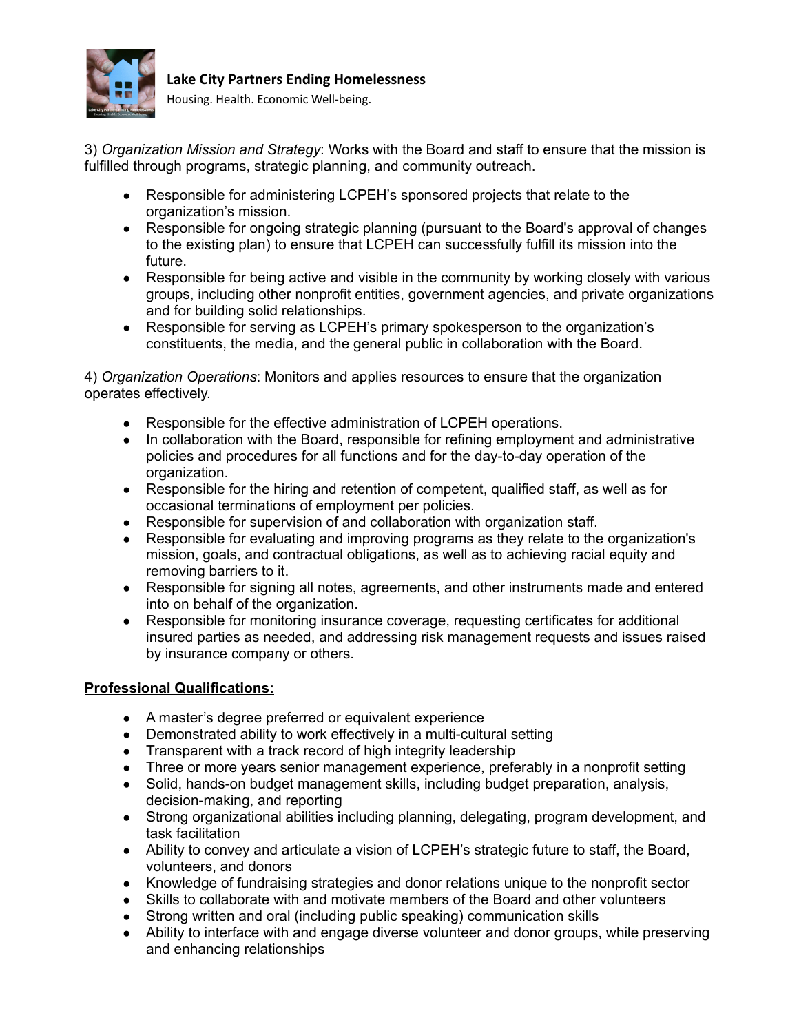3) *Organization Mission and Strategy*: Works with the Board and staff to ensure that the mission is fulfilled through programs, strategic planning, and community outreach.

- Responsible for administering LCPEH's sponsored projects that relate to the organization's mission.
- Responsible for ongoing strategic planning (pursuant to the Board's approval of changes to the existing plan) to ensure that LCPEH can successfully fulfill its mission into the future.
- Responsible for being active and visible in the community by working closely with various groups, including other nonprofit entities, government agencies, and private organizations and for building solid relationships.
- Responsible for serving as LCPEH's primary spokesperson to the organization's constituents, the media, and the general public in collaboration with the Board.

4) *Organization Operations*: Monitors and applies resources to ensure that the organization operates effectively.

- Responsible for the effective administration of LCPEH operations.
- In collaboration with the Board, responsible for refining employment and administrative policies and procedures for all functions and for the day-to-day operation of the organization.
- Responsible for the hiring and retention of competent, qualified staff, as well as for occasional terminations of employment per policies.
- Responsible for supervision of and collaboration with organization staff.
- Responsible for evaluating and improving programs as they relate to the organization's mission, goals, and contractual obligations, as well as to achieving racial equity and removing barriers to it.
- Responsible for signing all notes, agreements, and other instruments made and entered into on behalf of the organization.
- Responsible for monitoring insurance coverage, requesting certificates for additional insured parties as needed, and addressing risk management requests and issues raised by insurance company or others.

**Professional Qualifications:**

- A master's degree preferred or equivalent experience
- Demonstrated ability to work effectively in a multi-cultural setting
- Transparent with a track record of high integrity leadership
- Three or more years senior management experience, preferably in a nonprofit setting
- Solid, hands-on budget management skills, including budget preparation, analysis, decision-making, and reporting
- Strong organizational abilities including planning, delegating, program development, and task facilitation
- Ability to convey and articulate a vision of LCPEH's strategic future to staff, the Board, volunteers, and donors
- Knowledge of fundraising strategies and donor relations unique to the nonprofit sector
- Skills to collaborate with and motivate members of the Board and other volunteers
- Strong written and oral (including public speaking) communication skills
- Ability to interface with and engage diverse volunteer and donor groups, while preserving and enhancing relationships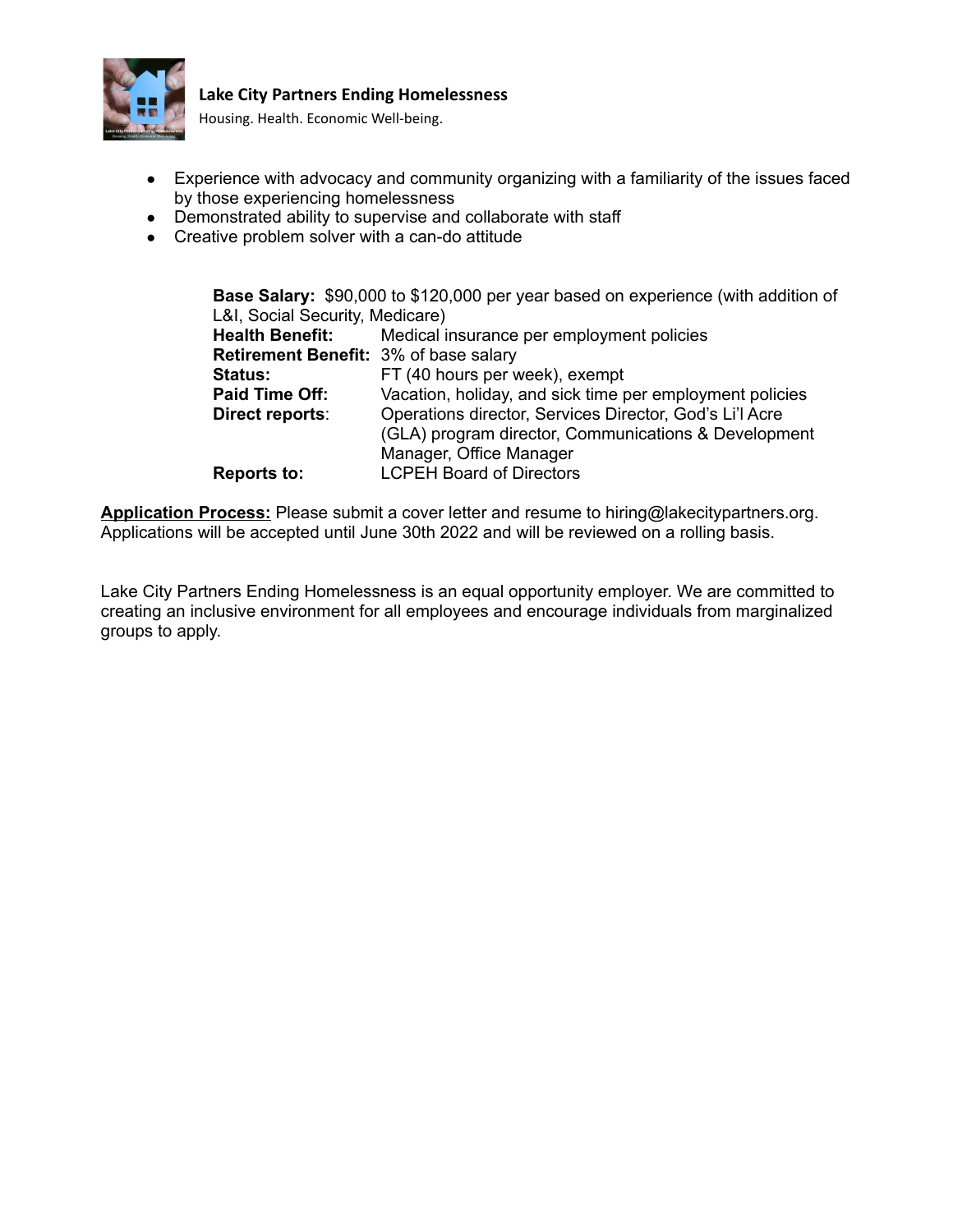- Experience with advocacy and community organizing with a familiarity of the issues faced by those experiencing homelessness
- Demonstrated ability to supervise and collaborate with staff
- Creative problem solver with a can-do attitude

**Base Salary:** $90,000 to $120,000 per year based on experience (with addition of L&I, Social Security, Medicare)

| | |
|---|---|
| **Health Benefit:** | Medical insurance per employment policies |
| **Retirement Benefit:** | 3% of base salary |
| **Status:** | FT (40 hours per week), exempt |
| **Paid Time Off:** | Vacation, holiday, and sick time per employment policies |
| **Direct reports**: | Operations director, Services Director, God's Li'l Acre (GLA) program director, Communications & Development Manager, Office Manager |
| **Reports to:** | LCPEH Board of Directors |

**Application Process:** Please submit a cover letter and resume to hiring@lakecitypartners.org. Applications will be accepted until June 30th 2022 and will be reviewed on a rolling basis.

Lake City Partners Ending Homelessness is an equal opportunity employer. We are committed to creating an inclusive environment for all employees and encourage individuals from marginalized groups to apply.